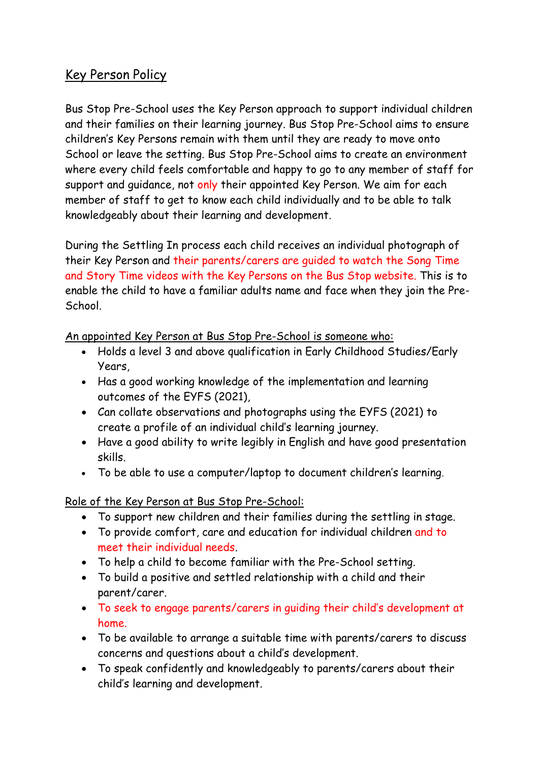# Key Person Policy

Bus Stop Pre-School uses the Key Person approach to support individual children and their families on their learning journey. Bus Stop Pre-School aims to ensure children's Key Persons remain with them until they are ready to move onto School or leave the setting. Bus Stop Pre-School aims to create an environment where every child feels comfortable and happy to go to any member of staff for support and guidance, not only their appointed Key Person. We aim for each member of staff to get to know each child individually and to be able to talk knowledgeably about their learning and development.

During the Settling In process each child receives an individual photograph of their Key Person and their parents/carers are guided to watch the Song Time and Story Time videos with the Key Persons on the Bus Stop website. This is to enable the child to have a familiar adults name and face when they join the Pre-School.

An appointed Key Person at Bus Stop Pre-School is someone who:

- Holds a level 3 and above qualification in Early Childhood Studies/Early Years,
- Has a good working knowledge of the implementation and learning outcomes of the EYFS (2021),
- Can collate observations and photographs using the EYFS (2021) to create a profile of an individual child's learning journey.
- Have a good ability to write legibly in English and have good presentation skills.
- To be able to use a computer/laptop to document children's learning.

Role of the Key Person at Bus Stop Pre-School:

- To support new children and their families during the settling in stage.
- To provide comfort, care and education for individual children and to meet their individual needs.
- To help a child to become familiar with the Pre-School setting.
- To build a positive and settled relationship with a child and their parent/carer.
- To seek to engage parents/carers in guiding their child's development at home.
- To be available to arrange a suitable time with parents/carers to discuss concerns and questions about a child's development.
- To speak confidently and knowledgeably to parents/carers about their child's learning and development.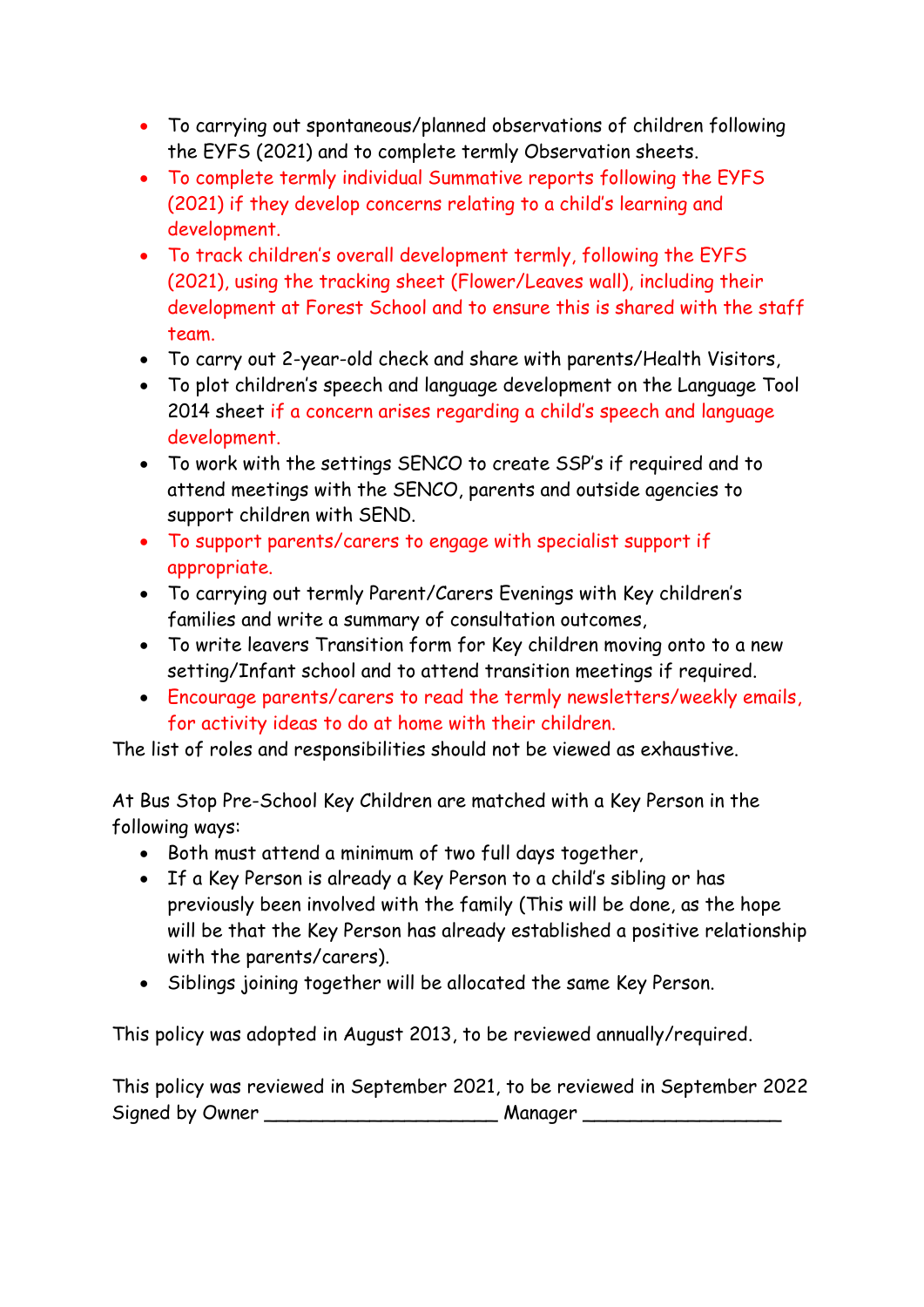- To carrying out spontaneous/planned observations of children following the EYFS (2021) and to complete termly Observation sheets.
- To complete termly individual Summative reports following the EYFS (2021) if they develop concerns relating to a child's learning and development.
- To track children's overall development termly, following the EYFS (2021), using the tracking sheet (Flower/Leaves wall), including their development at Forest School and to ensure this is shared with the staff team.
- To carry out 2-year-old check and share with parents/Health Visitors,
- To plot children's speech and language development on the Language Tool 2014 sheet if a concern arises regarding a child's speech and language development.
- To work with the settings SENCO to create SSP's if required and to attend meetings with the SENCO, parents and outside agencies to support children with SEND.
- To support parents/carers to engage with specialist support if appropriate.
- To carrying out termly Parent/Carers Evenings with Key children's families and write a summary of consultation outcomes,
- To write leavers Transition form for Key children moving onto to a new setting/Infant school and to attend transition meetings if required.
- Encourage parents/carers to read the termly newsletters/weekly emails, for activity ideas to do at home with their children.

The list of roles and responsibilities should not be viewed as exhaustive.

At Bus Stop Pre-School Key Children are matched with a Key Person in the following ways:

- Both must attend a minimum of two full days together,
- If a Key Person is already a Key Person to a child's sibling or has previously been involved with the family (This will be done, as the hope will be that the Key Person has already established a positive relationship with the parents/carers).
- Siblings joining together will be allocated the same Key Person.

This policy was adopted in August 2013, to be reviewed annually/required.

This policy was reviewed in September 2021, to be reviewed in September 2022
Signed by Owner ____________________ Manager _________________